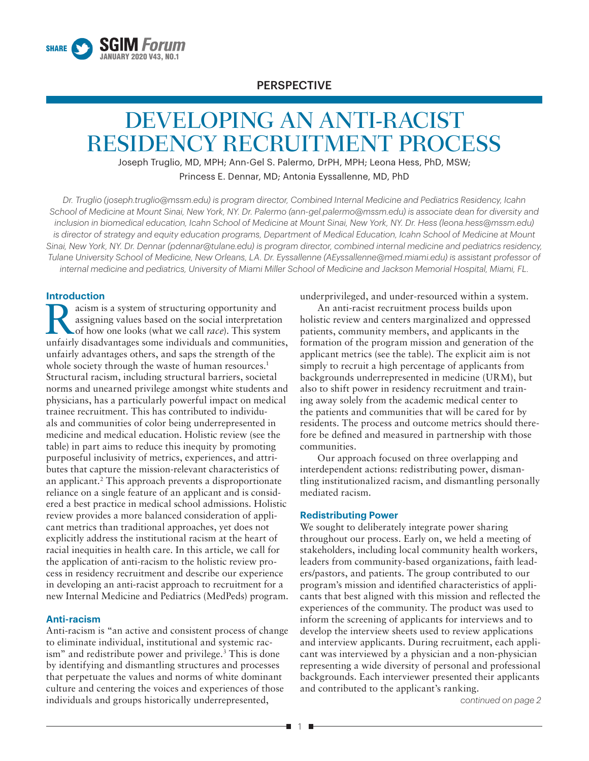PERSPECTIVE

# DEVELOPING AN ANTI-RACIST RESIDENCY RECRUITMENT PROCESS

Joseph Truglio, MD, MPH; Ann-Gel S. Palermo, DrPH, MPH; Leona Hess, PhD, MSW; Princess E. Dennar, MD; Antonia Eyssallenne, MD, PhD

*Dr. Truglio (joseph.truglio@mssm.edu) is program director, Combined Internal Medicine and Pediatrics Residency, Icahn School of Medicine at Mount Sinai, New York, NY. Dr. Palermo (ann-gel.palermo@mssm.edu) is associate dean for diversity and inclusion in biomedical education, Icahn School of Medicine at Mount Sinai, New York, NY. Dr. Hess (leona.hess@mssm.edu) is director of strategy and equity education programs, Department of Medical Education, Icahn School of Medicine at Mount Sinai, New York, NY. Dr. Dennar (pdennar@tulane.edu) is program director, combined internal medicine and pediatrics residency, Tulane University School of Medicine, New Orleans, LA. Dr. Eyssallenne (AEyssallenne@med.miami.edu) is assistant professor of internal medicine and pediatrics, University of Miami Miller School of Medicine and Jackson Memorial Hospital, Miami, FL.*

## Introduction

Racism is a system of structuring opportunity and assigning values based on the social interpretation of how one looks (what we call *race*). This system unfairly disadvantages some individuals and communities, unfairly advantages others, and saps the strength of the whole society through the waste of human resources.[1] Structural racism, including structural barriers, societal norms and unearned privilege amongst white students and physicians, has a particularly powerful impact on medical trainee recruitment. This has contributed to individuals and communities of color being underrepresented in medicine and medical education. Holistic review (see the table) in part aims to reduce this inequity by promoting purposeful inclusivity of metrics, experiences, and attributes that capture the mission-relevant characteristics of an applicant.[2] This approach prevents a disproportionate reliance on a single feature of an applicant and is considered a best practice in medical school admissions. Holistic review provides a more balanced consideration of applicant metrics than traditional approaches, yet does not explicitly address the institutional racism at the heart of racial inequities in health care. In this article, we call for the application of anti-racism to the holistic review process in residency recruitment and describe our experience in developing an anti-racist approach to recruitment for a new Internal Medicine and Pediatrics (MedPeds) program.

## Anti-racism

Anti-racism is "an active and consistent process of change to eliminate individual, institutional and systemic racism" and redistribute power and privilege.[3] This is done by identifying and dismantling structures and processes that perpetuate the values and norms of white dominant culture and centering the voices and experiences of those individuals and groups historically underrepresented, underprivileged, and under-resourced within a system.

An anti-racist recruitment process builds upon holistic review and centers marginalized and oppressed patients, community members, and applicants in the formation of the program mission and generation of the applicant metrics (see the table). The explicit aim is not simply to recruit a high percentage of applicants from backgrounds underrepresented in medicine (URM), but also to shift power in residency recruitment and training away solely from the academic medical center to the patients and communities that will be cared for by residents. The process and outcome metrics should therefore be defined and measured in partnership with those communities.

Our approach focused on three overlapping and interdependent actions: redistributing power, dismantling institutionalized racism, and dismantling personally mediated racism.

## Redistributing Power

We sought to deliberately integrate power sharing throughout our process. Early on, we held a meeting of stakeholders, including local community health workers, leaders from community-based organizations, faith leaders/pastors, and patients. The group contributed to our program's mission and identified characteristics of applicants that best aligned with this mission and reflected the experiences of the community. The product was used to inform the screening of applicants for interviews and to develop the interview sheets used to review applications and interview applicants. During recruitment, each applicant was interviewed by a physician and a non-physician representing a wide diversity of personal and professional backgrounds. Each interviewer presented their applicants and contributed to the applicant's ranking.

*continued on page 2*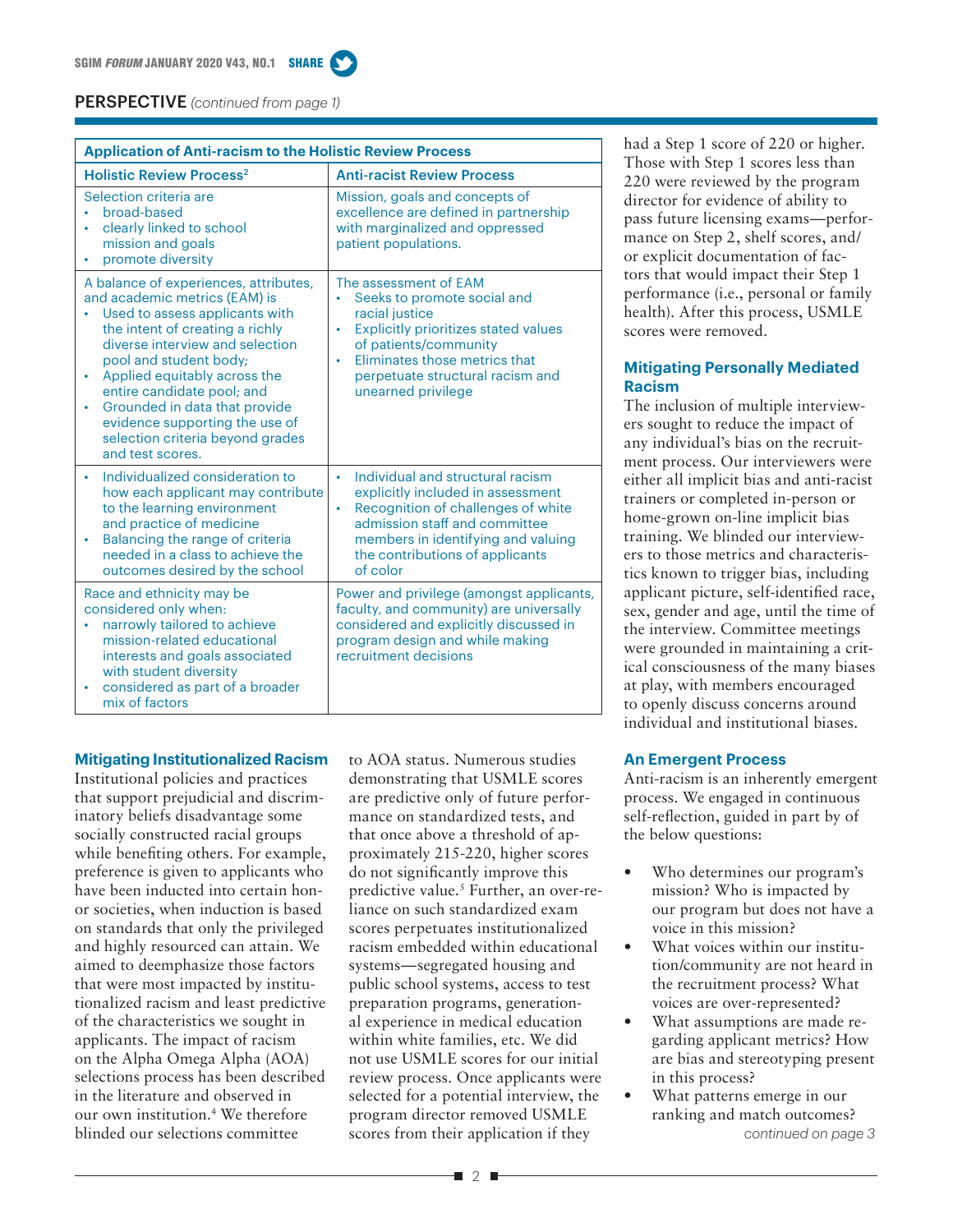## PERSPECTIVE *(continued from page 1)*

| Application of Anti-racism to the Holistic Review Process | |
|---|---|
| **Holistic Review Process**[2] | **Anti-racist Review Process** |
| Selection criteria are<br>• broad-based<br>• clearly linked to school mission and goals<br>• promote diversity | Mission, goals and concepts of excellence are defined in partnership with marginalized and oppressed patient populations. |
| A balance of experiences, attributes, and academic metrics (EAM) is<br>• Used to assess applicants with the intent of creating a richly diverse interview and selection pool and student body;<br>• Applied equitably across the entire candidate pool; and<br>• Grounded in data that provide evidence supporting the use of selection criteria beyond grades and test scores. | The assessment of EAM<br>• Seeks to promote social and racial justice<br>• Explicitly prioritizes stated values of patients/community<br>• Eliminates those metrics that perpetuate structural racism and unearned privilege |
| • Individualized consideration to how each applicant may contribute to the learning environment and practice of medicine<br>• Balancing the range of criteria needed in a class to achieve the outcomes desired by the school | • Individual and structural racism explicitly included in assessment<br>• Recognition of challenges of white admission staff and committee members in identifying and valuing the contributions of applicants of color |
| Race and ethnicity may be considered only when:<br>• narrowly tailored to achieve mission-related educational interests and goals associated with student diversity<br>• considered as part of a broader mix of factors | Power and privilege (amongst applicants, faculty, and community) are universally considered and explicitly discussed in program design and while making recruitment decisions |

### Mitigating Institutionalized Racism

Institutional policies and practices that support prejudicial and discriminatory beliefs disadvantage some socially constructed racial groups while benefiting others. For example, preference is given to applicants who have been inducted into certain honor societies, when induction is based on standards that only the privileged and highly resourced can attain. We aimed to deemphasize those factors that were most impacted by institutionalized racism and least predictive of the characteristics we sought in applicants. The impact of racism on the Alpha Omega Alpha (AOA) selections process has been described in the literature and observed in our own institution.[4] We therefore blinded our selections committee to AOA status. Numerous studies demonstrating that USMLE scores are predictive only of future performance on standardized tests, and that once above a threshold of approximately 215-220, higher scores do not significantly improve this predictive value.[5] Further, an over-reliance on such standardized exam scores perpetuates institutionalized racism embedded within educational systems—segregated housing and public school systems, access to test preparation programs, generational experience in medical education within white families, etc. We did not use USMLE scores for our initial review process. Once applicants were selected for a potential interview, the program director removed USMLE scores from their application if they had a Step 1 score of 220 or higher. Those with Step 1 scores less than 220 were reviewed by the program director for evidence of ability to pass future licensing exams—performance on Step 2, shelf scores, and/or explicit documentation of factors that would impact their Step 1 performance (i.e., personal or family health). After this process, USMLE scores were removed.

### Mitigating Personally Mediated Racism

The inclusion of multiple interviewers sought to reduce the impact of any individual's bias on the recruitment process. Our interviewers were either all implicit bias and anti-racist trainers or completed in-person or home-grown on-line implicit bias training. We blinded our interviewers to those metrics and characteristics known to trigger bias, including applicant picture, self-identified race, sex, gender and age, until the time of the interview. Committee meetings were grounded in maintaining a critical consciousness of the many biases at play, with members encouraged to openly discuss concerns around individual and institutional biases.

### An Emergent Process

Anti-racism is an inherently emergent process. We engaged in continuous self-reflection, guided in part by of the below questions:

- Who determines our program's mission? Who is impacted by our program but does not have a voice in this mission?
- What voices within our institution/community are not heard in the recruitment process? What voices are over-represented?
- What assumptions are made regarding applicant metrics? How are bias and stereotyping present in this process?
- What patterns emerge in our ranking and match outcomes?

*continued on page 3*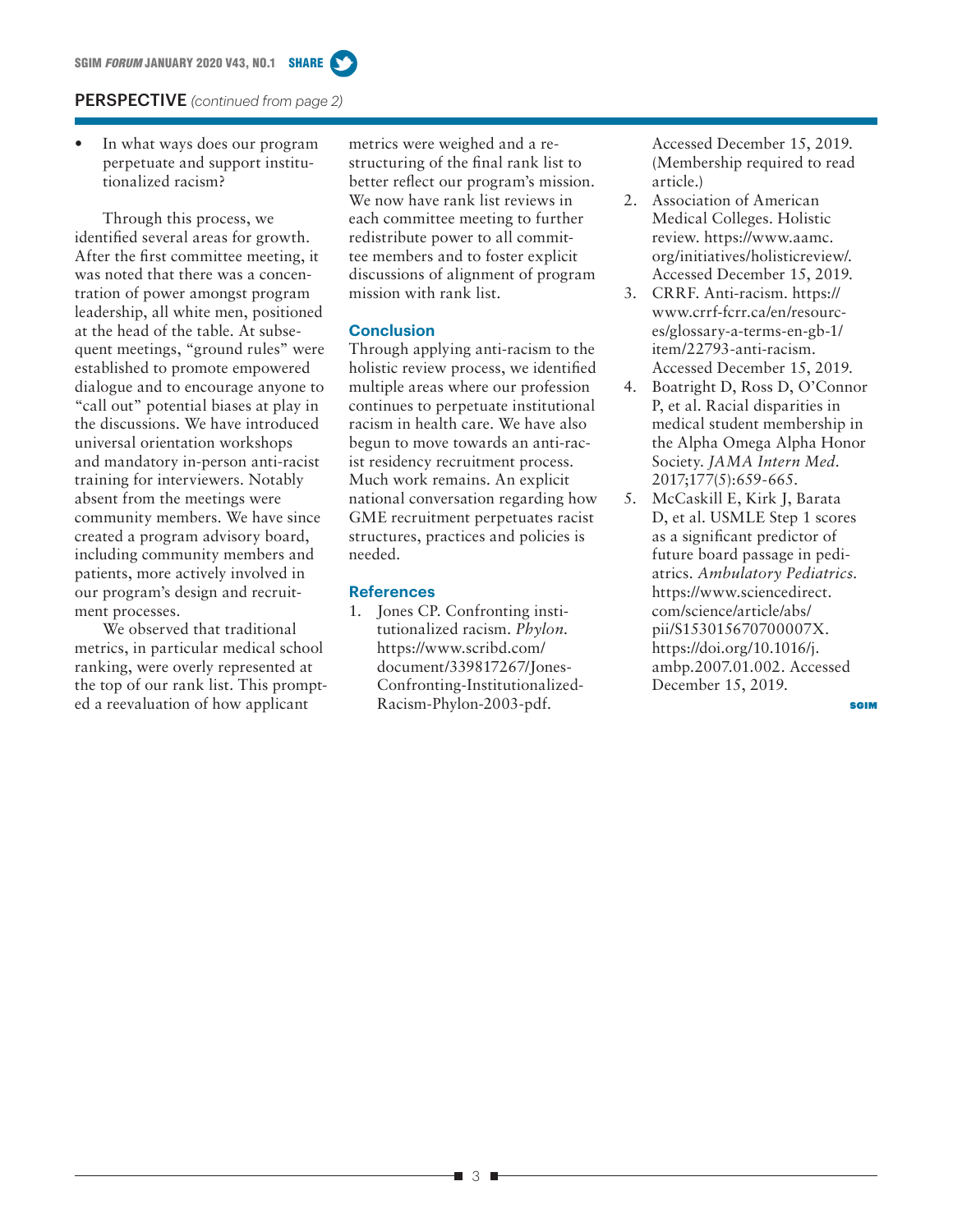## PERSPECTIVE *(continued from page 2)*

- In what ways does our program perpetuate and support institutionalized racism?

Through this process, we identified several areas for growth. After the first committee meeting, it was noted that there was a concentration of power amongst program leadership, all white men, positioned at the head of the table. At subsequent meetings, "ground rules" were established to promote empowered dialogue and to encourage anyone to "call out" potential biases at play in the discussions. We have introduced universal orientation workshops and mandatory in-person anti-racist training for interviewers. Notably absent from the meetings were community members. We have since created a program advisory board, including community members and patients, more actively involved in our program's design and recruitment processes.

We observed that traditional metrics, in particular medical school ranking, were overly represented at the top of our rank list. This prompted a reevaluation of how applicant metrics were weighed and a restructuring of the final rank list to better reflect our program's mission. We now have rank list reviews in each committee meeting to further redistribute power to all committee members and to foster explicit discussions of alignment of program mission with rank list.

### Conclusion

Through applying anti-racism to the holistic review process, we identified multiple areas where our profession continues to perpetuate institutional racism in health care. We have also begun to move towards an anti-racist residency recruitment process. Much work remains. An explicit national conversation regarding how GME recruitment perpetuates racist structures, practices and policies is needed.

### References

1. Jones CP. Confronting institutionalized racism. *Phylon*. https://www.scribd.com/document/339817267/Jones-Confronting-Institutionalized-Racism-Phylon-2003-pdf. Accessed December 15, 2019. (Membership required to read article.)
2. Association of American Medical Colleges. Holistic review. https://www.aamc.org/initiatives/holisticreview/. Accessed December 15, 2019.
3. CRRF. Anti-racism. https://www.crrf-fcrr.ca/en/resources/glossary-a-terms-en-gb-1/item/22793-anti-racism. Accessed December 15, 2019.
4. Boatright D, Ross D, O'Connor P, et al. Racial disparities in medical student membership in the Alpha Omega Alpha Honor Society. *JAMA Intern Med*. 2017;177(5):659-665.
5. McCaskill E, Kirk J, Barata D, et al. USMLE Step 1 scores as a significant predictor of future board passage in pediatrics. *Ambulatory Pediatrics*. https://www.sciencedirect.com/science/article/abs/pii/S153015670700007X. https://doi.org/10.1016/j.ambp.2007.01.002. Accessed December 15, 2019.

SGIM